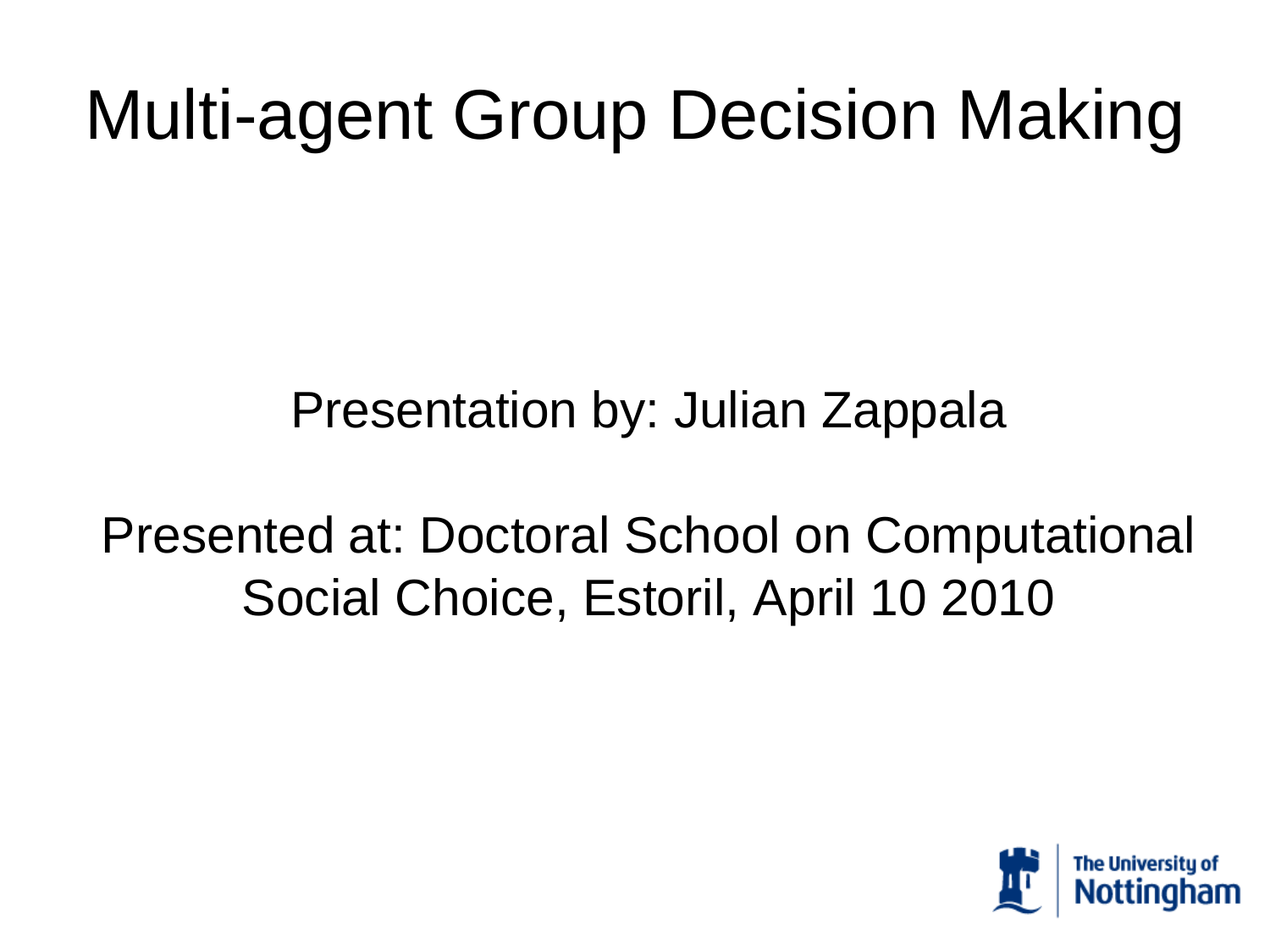# Multi-agent Group Decision Making

Presentation by: Julian Zappala

Presented at: Doctoral School on Computational Social Choice, Estoril, April 10 2010

The University of Nottingham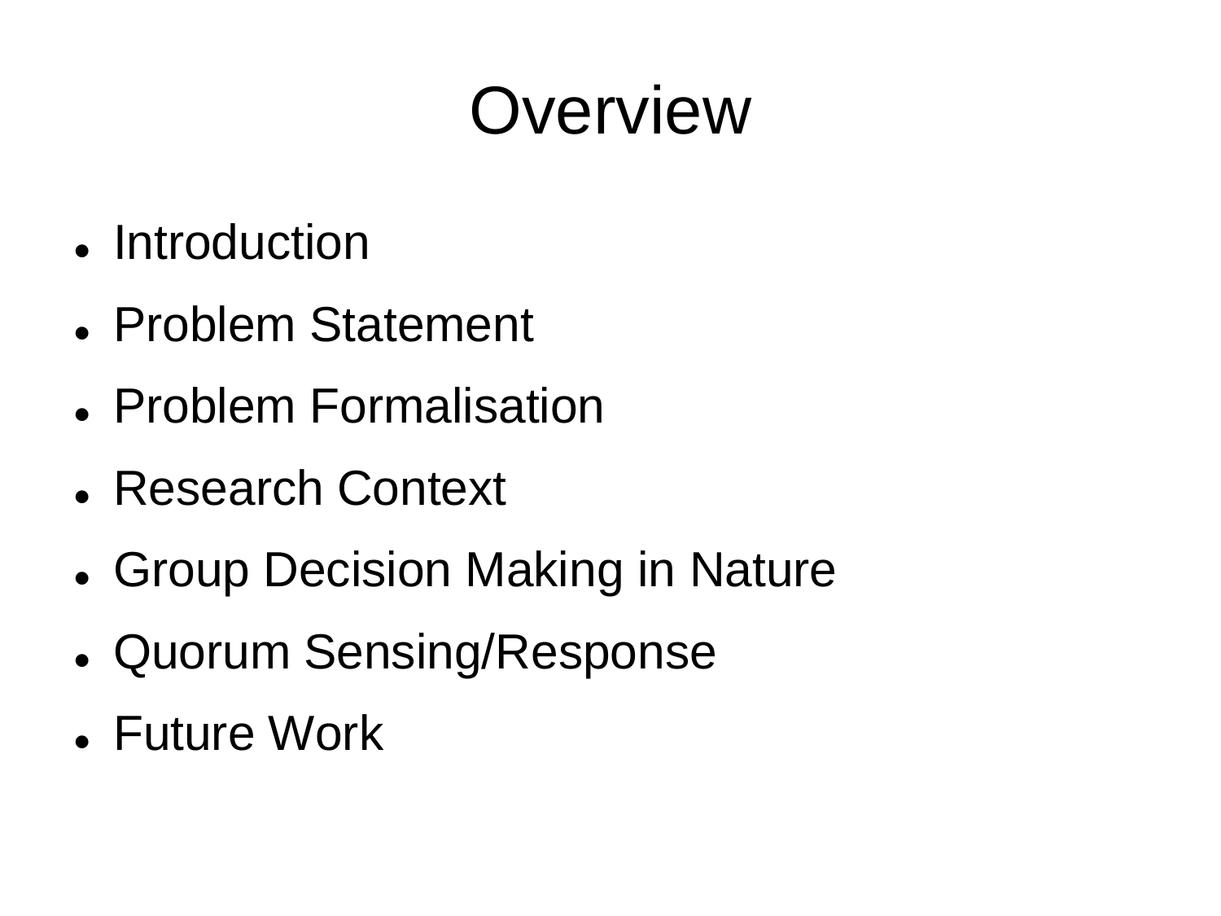# Overview

- Introduction
- Problem Statement
- Problem Formalisation
- Research Context
- Group Decision Making in Nature
- Quorum Sensing/Response
- Future Work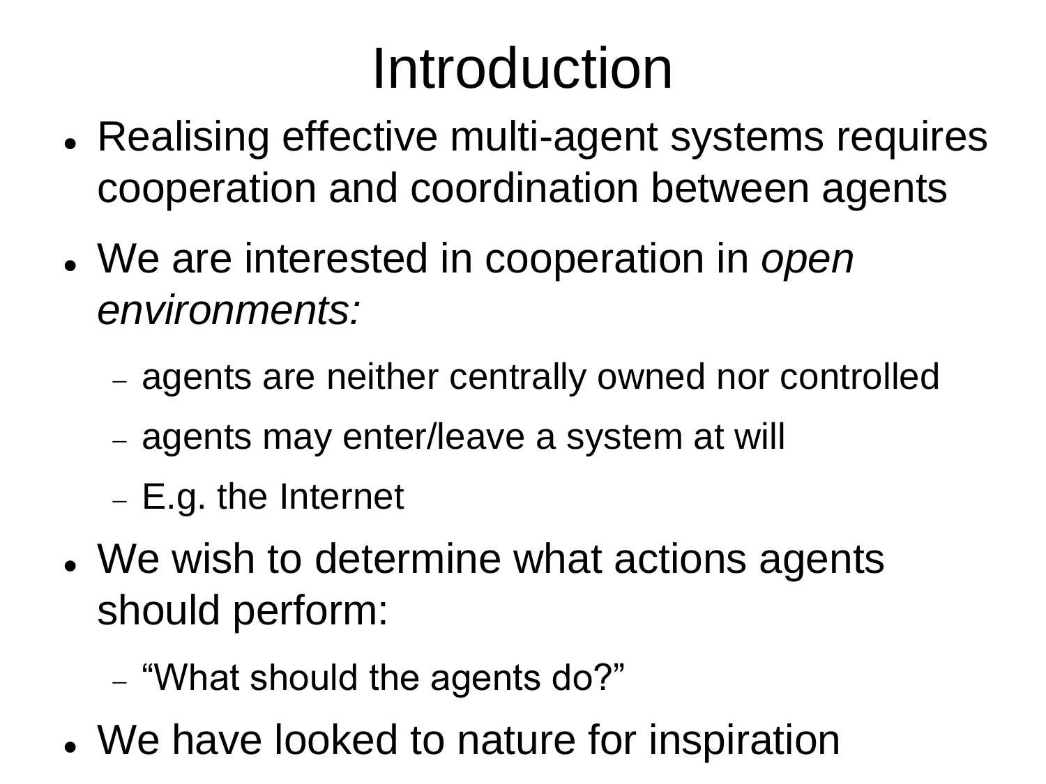# Introduction

- Realising effective multi-agent systems requires cooperation and coordination between agents
- We are interested in cooperation in *open environments:*
  - agents are neither centrally owned nor controlled
  - agents may enter/leave a system at will
  - E.g. the Internet
- We wish to determine what actions agents should perform:
  - “What should the agents do?”
- We have looked to nature for inspiration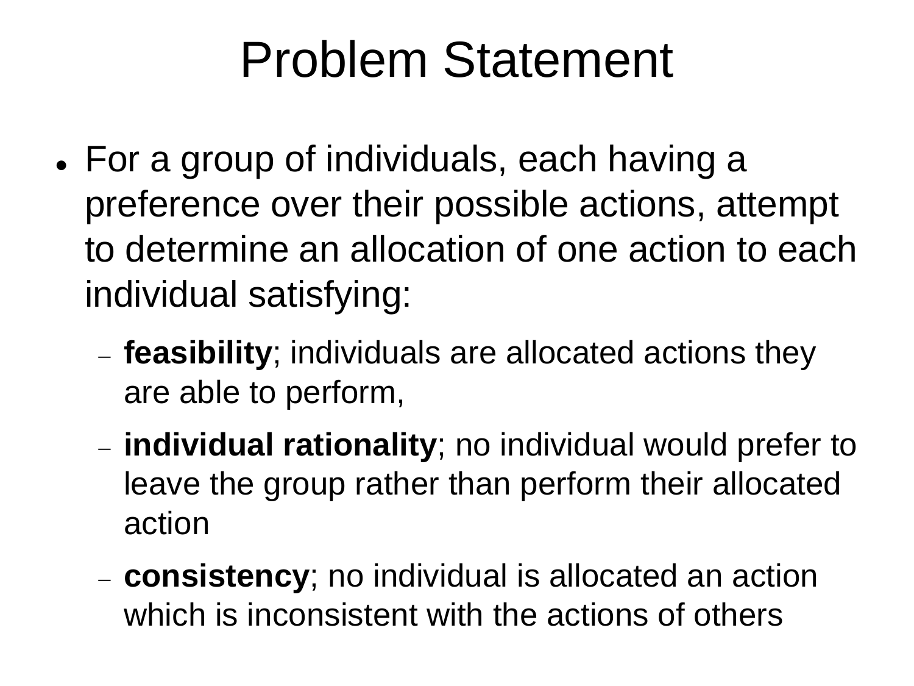# Problem Statement

- For a group of individuals, each having a preference over their possible actions, attempt to determine an allocation of one action to each individual satisfying:
  - **feasibility**; individuals are allocated actions they are able to perform,
  - **individual rationality**; no individual would prefer to leave the group rather than perform their allocated action
  - **consistency**; no individual is allocated an action which is inconsistent with the actions of others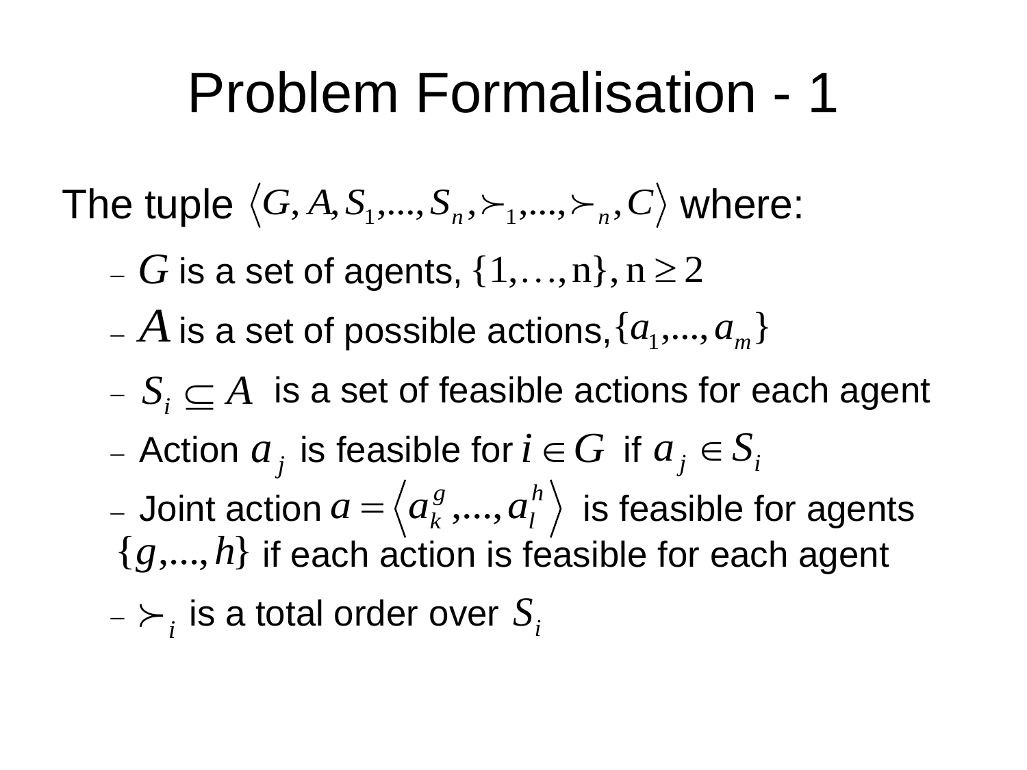# Problem Formalisation - 1

The tuple $\langle G, A, S_1, ..., S_n, \succ_1, ..., \succ_n, C \rangle$ where:

- $G$ is a set of agents, $\{1, \ldots, n\}, n \geq 2$
- $A$ is a set of possible actions, $\{a_1, ..., a_m\}$
- $S_i \subseteq A$ is a set of feasible actions for each agent
- Action $a_j$ is feasible for $i \in G$ if $a_j \in S_i$
- Joint action $a = \langle a_k^g, ..., a_l^h \rangle$ is feasible for agents $\{g, ..., h\}$ if each action is feasible for each agent
- $\succ_i$ is a total order over $S_i$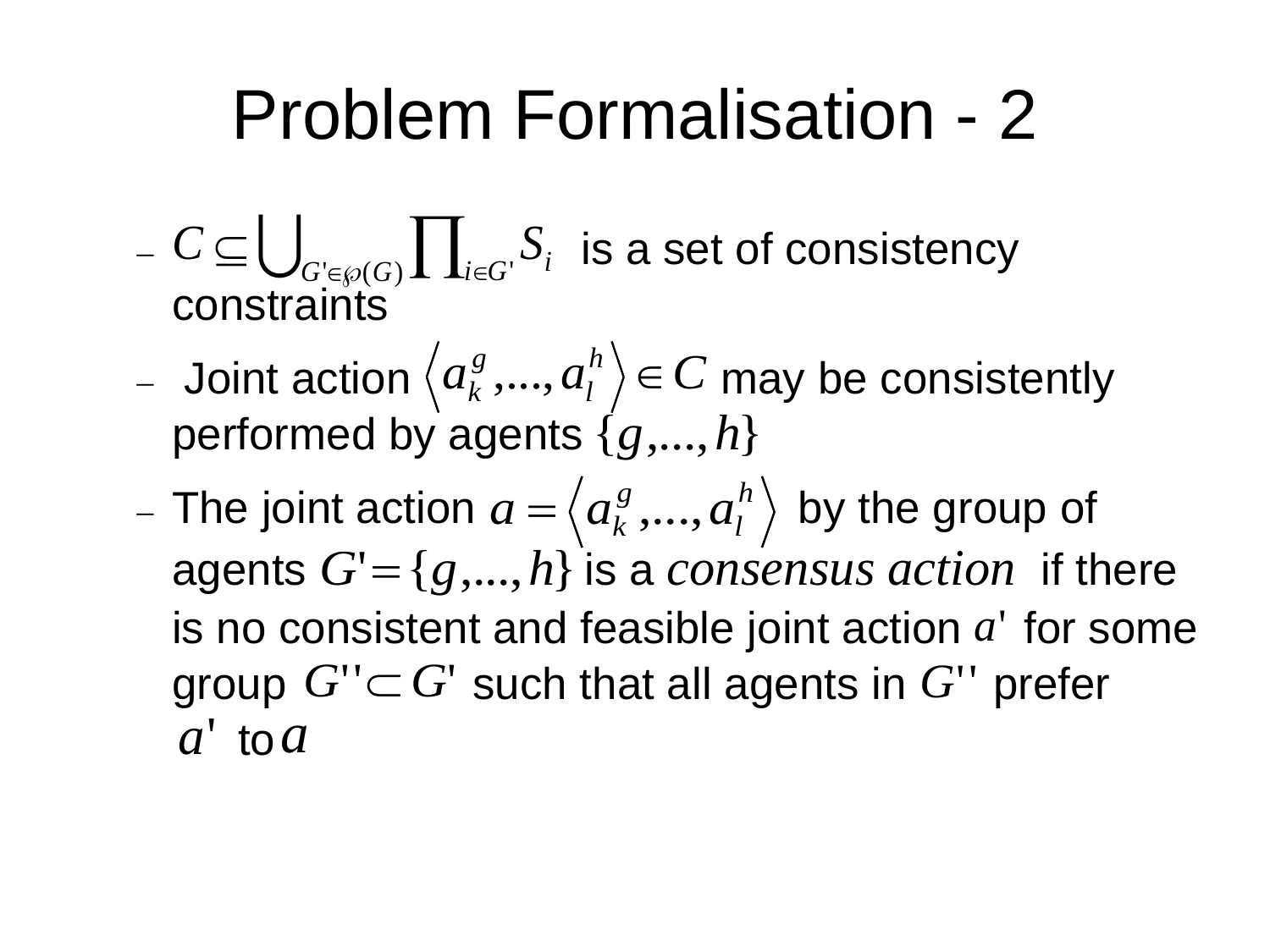# Problem Formalisation - 2

- $C \subseteq \bigcup_{G' \in \wp(G)} \prod_{i \in G'} S_i$ is a set of consistency constraints
- Joint action $\left\langle a_k^g, ..., a_l^h \right\rangle \in C$ may be consistently performed by agents $\{g, ..., h\}$
- The joint action $a = \left\langle a_k^g, ..., a_l^h \right\rangle$ by the group of agents $G' = \{g, ..., h\}$ is a *consensus action* if there is no consistent and feasible joint action $a'$ for some group $G'' \subset G'$ such that all agents in $G''$ prefer $a'$ to $a$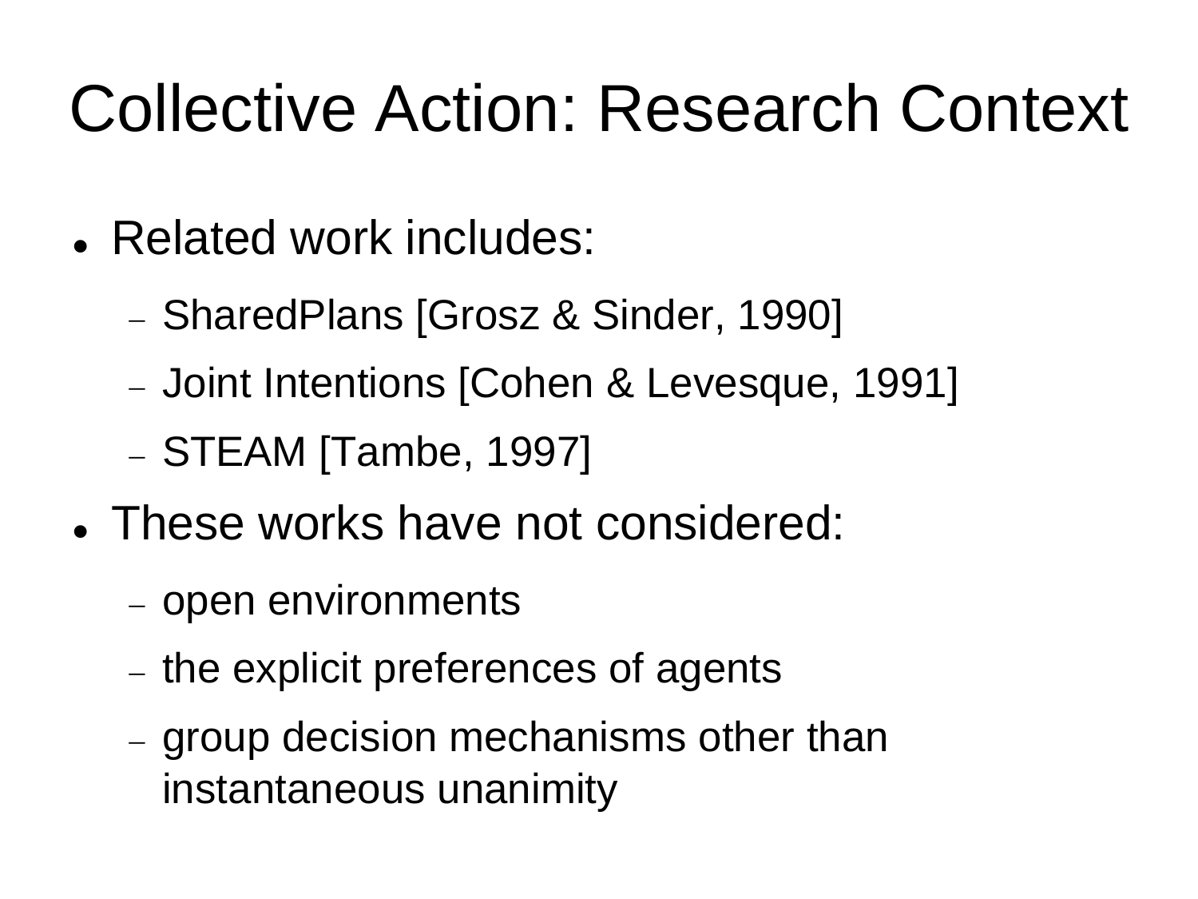# Collective Action: Research Context

- Related work includes:
  - SharedPlans [Grosz & Sinder, 1990]
  - Joint Intentions [Cohen & Levesque, 1991]
  - STEAM [Tambe, 1997]
- These works have not considered:
  - open environments
  - the explicit preferences of agents
  - group decision mechanisms other than instantaneous unanimity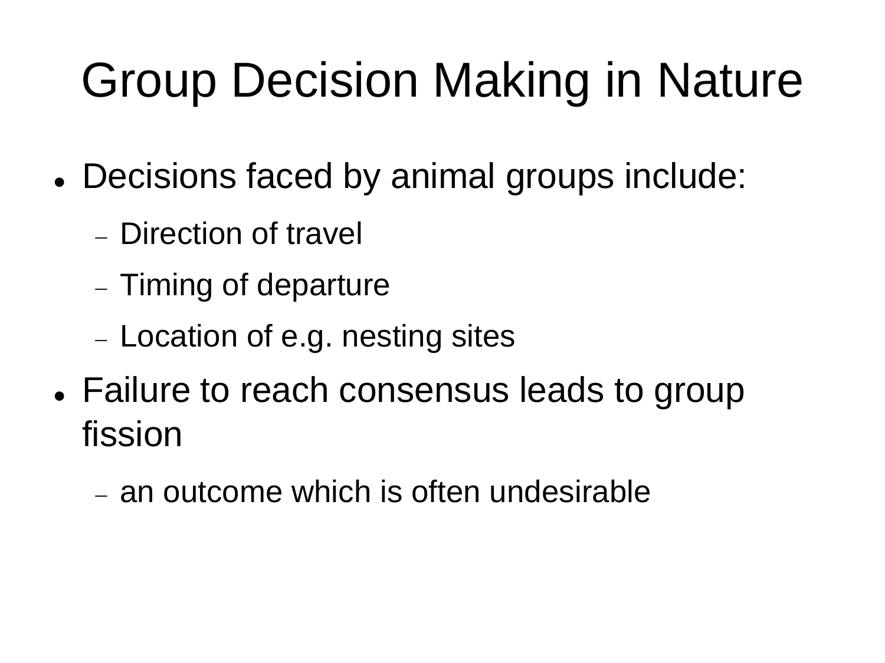# Group Decision Making in Nature

- Decisions faced by animal groups include:
  - Direction of travel
  - Timing of departure
  - Location of e.g. nesting sites
- Failure to reach consensus leads to group fission
  - an outcome which is often undesirable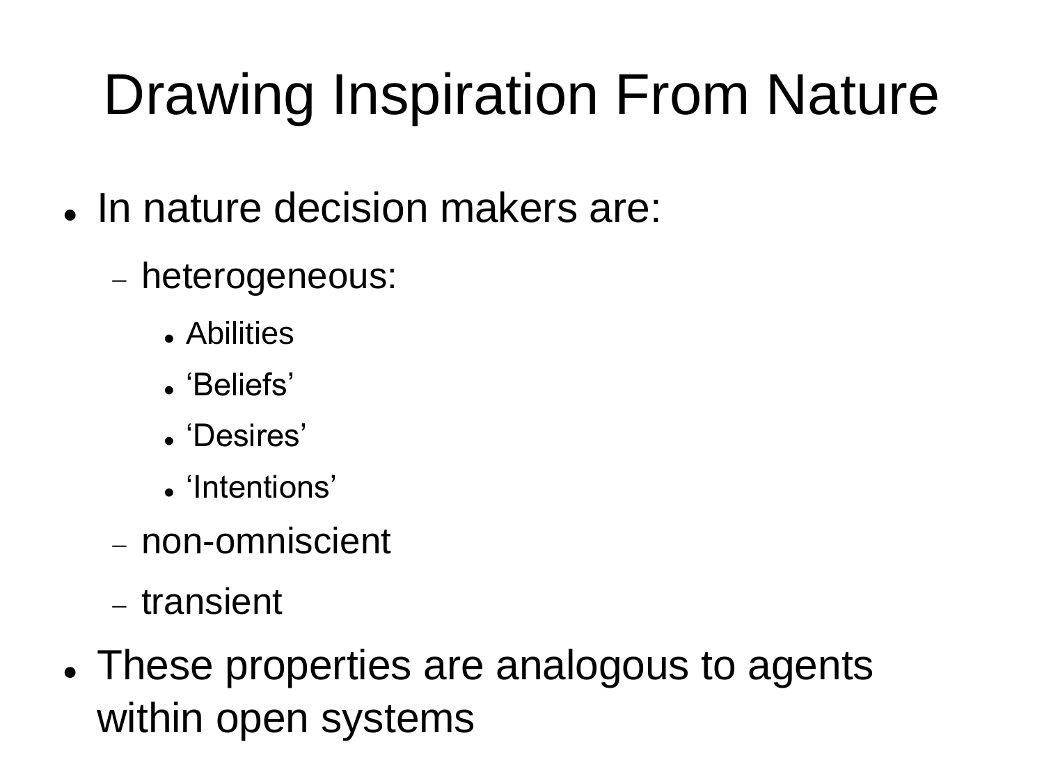# Drawing Inspiration From Nature

- In nature decision makers are:
  - heterogeneous:
    - Abilities
    - ‘Beliefs’
    - ‘Desires’
    - ‘Intentions’
  - non-omniscient
  - transient
- These properties are analogous to agents within open systems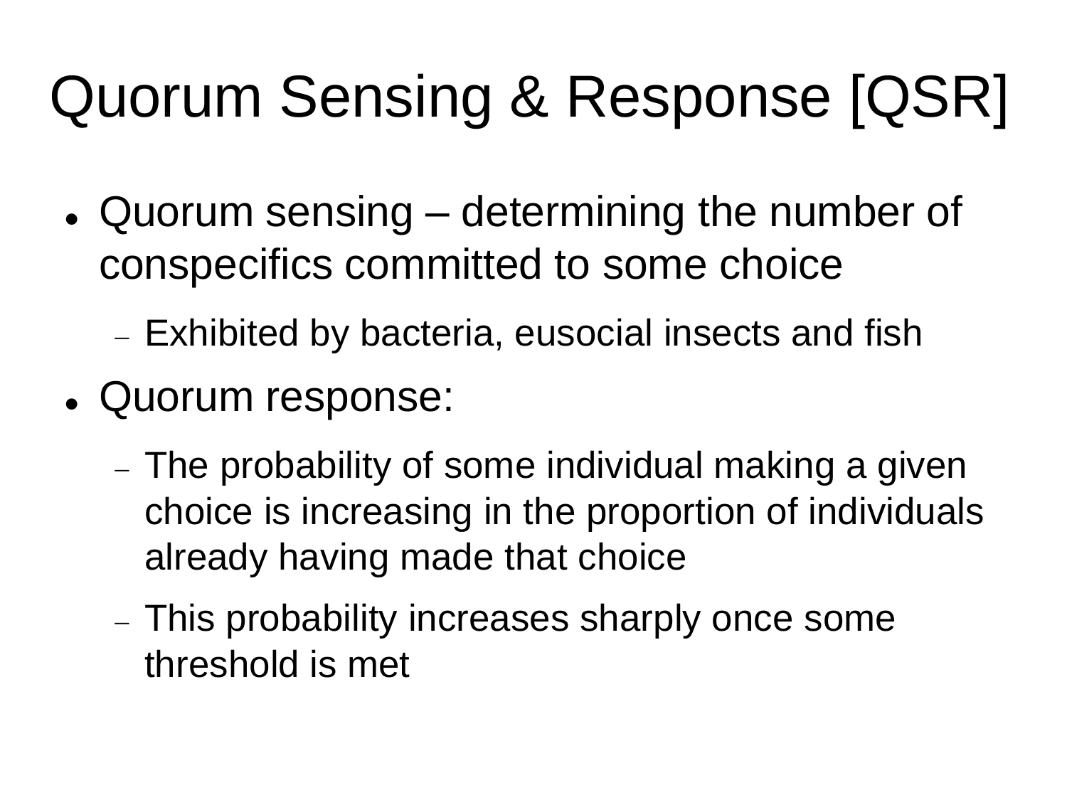# Quorum Sensing & Response [QSR]

- Quorum sensing – determining the number of conspecifics committed to some choice
  - Exhibited by bacteria, eusocial insects and fish
- Quorum response:
  - The probability of some individual making a given choice is increasing in the proportion of individuals already having made that choice
  - This probability increases sharply once some threshold is met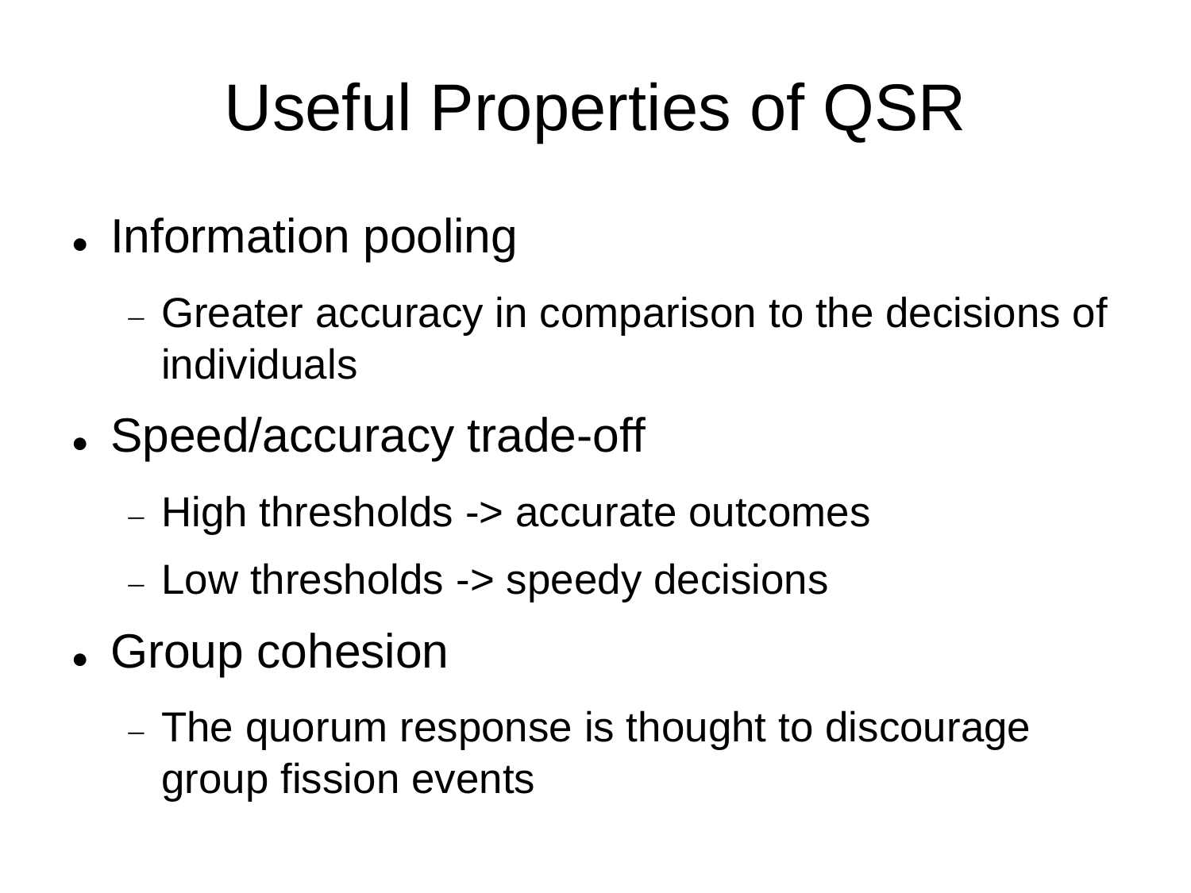# Useful Properties of QSR

- Information pooling
  - Greater accuracy in comparison to the decisions of individuals
- Speed/accuracy trade-off
  - High thresholds -> accurate outcomes
  - Low thresholds -> speedy decisions
- Group cohesion
  - The quorum response is thought to discourage group fission events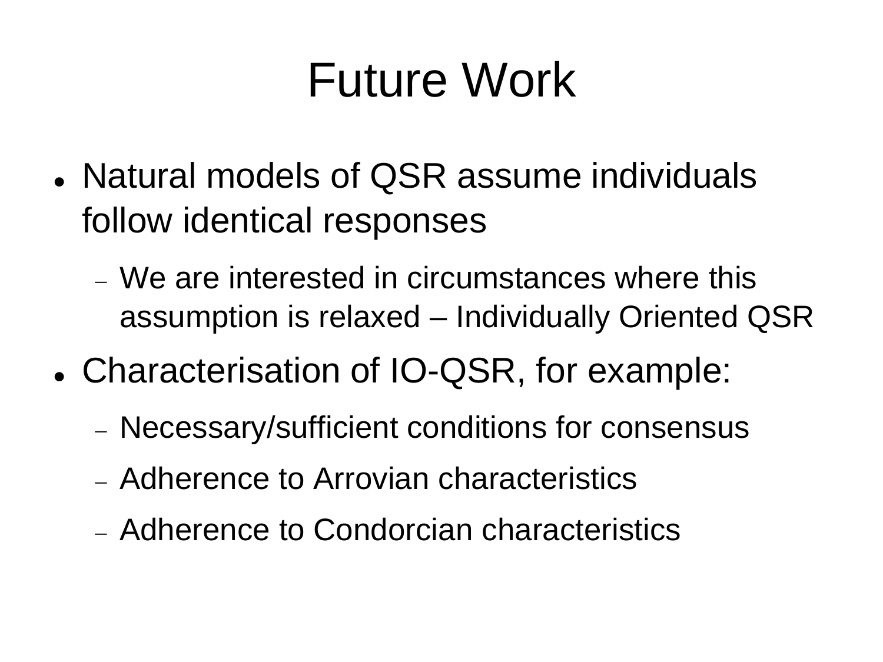# Future Work

- Natural models of QSR assume individuals follow identical responses
  - We are interested in circumstances where this assumption is relaxed – Individually Oriented QSR
- Characterisation of IO-QSR, for example:
  - Necessary/sufficient conditions for consensus
  - Adherence to Arrovian characteristics
  - Adherence to Condorcian characteristics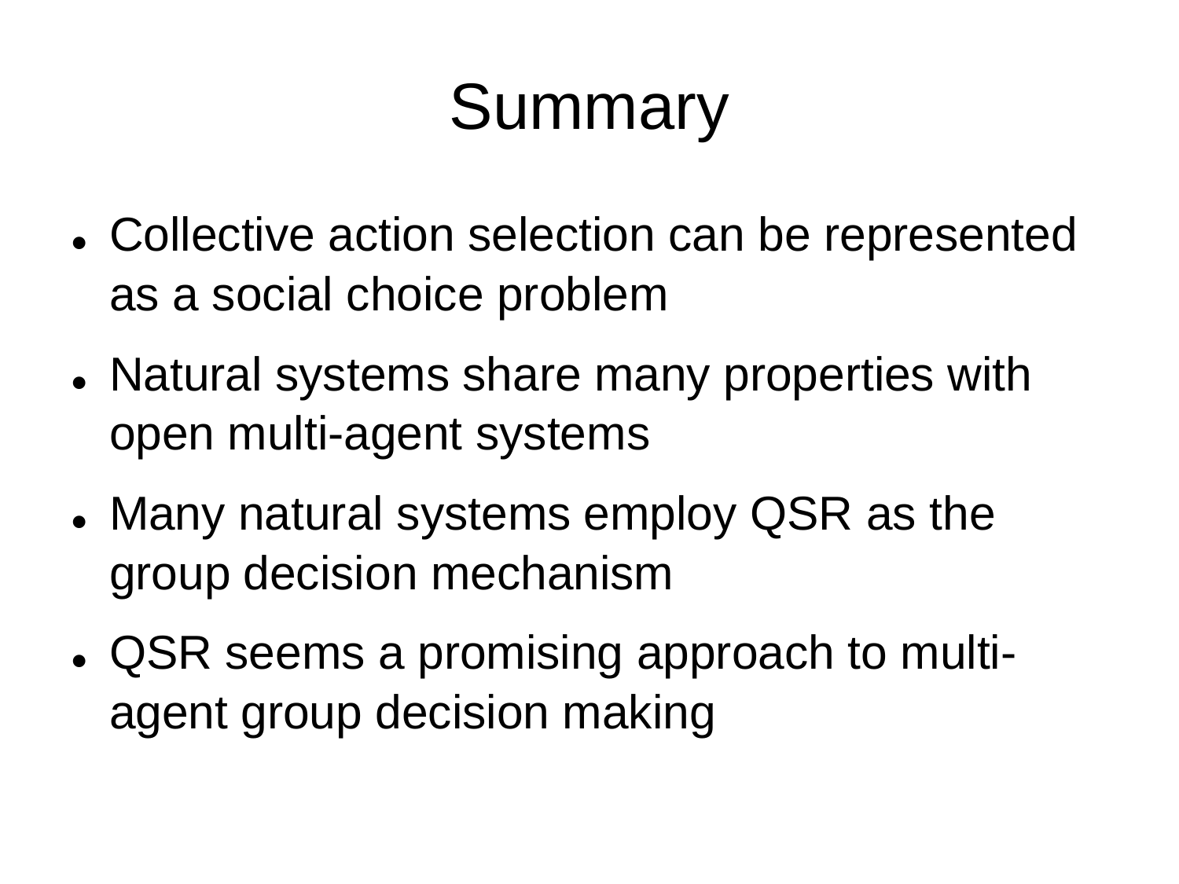# Summary

- Collective action selection can be represented as a social choice problem
- Natural systems share many properties with open multi-agent systems
- Many natural systems employ QSR as the group decision mechanism
- QSR seems a promising approach to multi-agent group decision making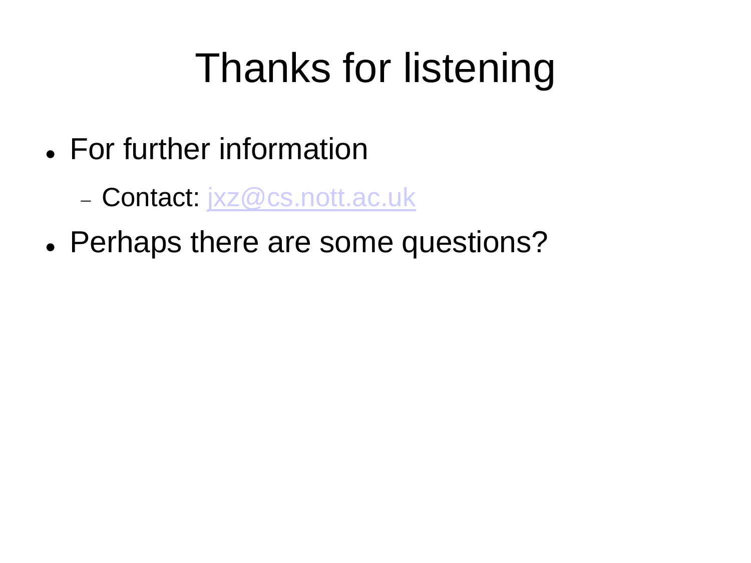# Thanks for listening

- For further information
  - Contact: jxz@cs.nott.ac.uk
- Perhaps there are some questions?